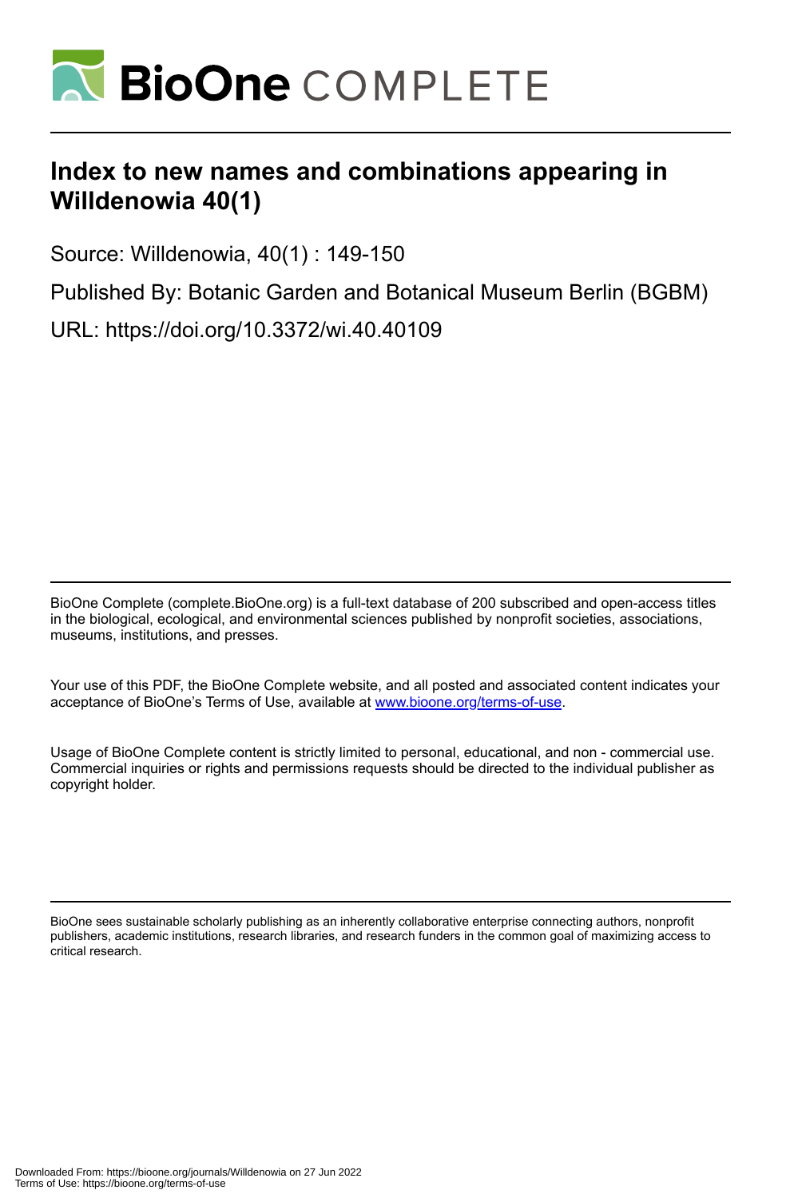# Index to new names and combinations appearing in Willdenowia 40(1)

Source: Willdenowia, 40(1) : 149-150

Published By: Botanic Garden and Botanical Museum Berlin (BGBM)

URL: https://doi.org/10.3372/wi.40.40109

BioOne Complete (complete.BioOne.org) is a full-text database of 200 subscribed and open-access titles in the biological, ecological, and environmental sciences published by nonprofit societies, associations, museums, institutions, and presses.

Your use of this PDF, the BioOne Complete website, and all posted and associated content indicates your acceptance of BioOne's Terms of Use, available at www.bioone.org/terms-of-use.

Usage of BioOne Complete content is strictly limited to personal, educational, and non - commercial use. Commercial inquiries or rights and permissions requests should be directed to the individual publisher as copyright holder.

BioOne sees sustainable scholarly publishing as an inherently collaborative enterprise connecting authors, nonprofit publishers, academic institutions, research libraries, and research funders in the common goal of maximizing access to critical research.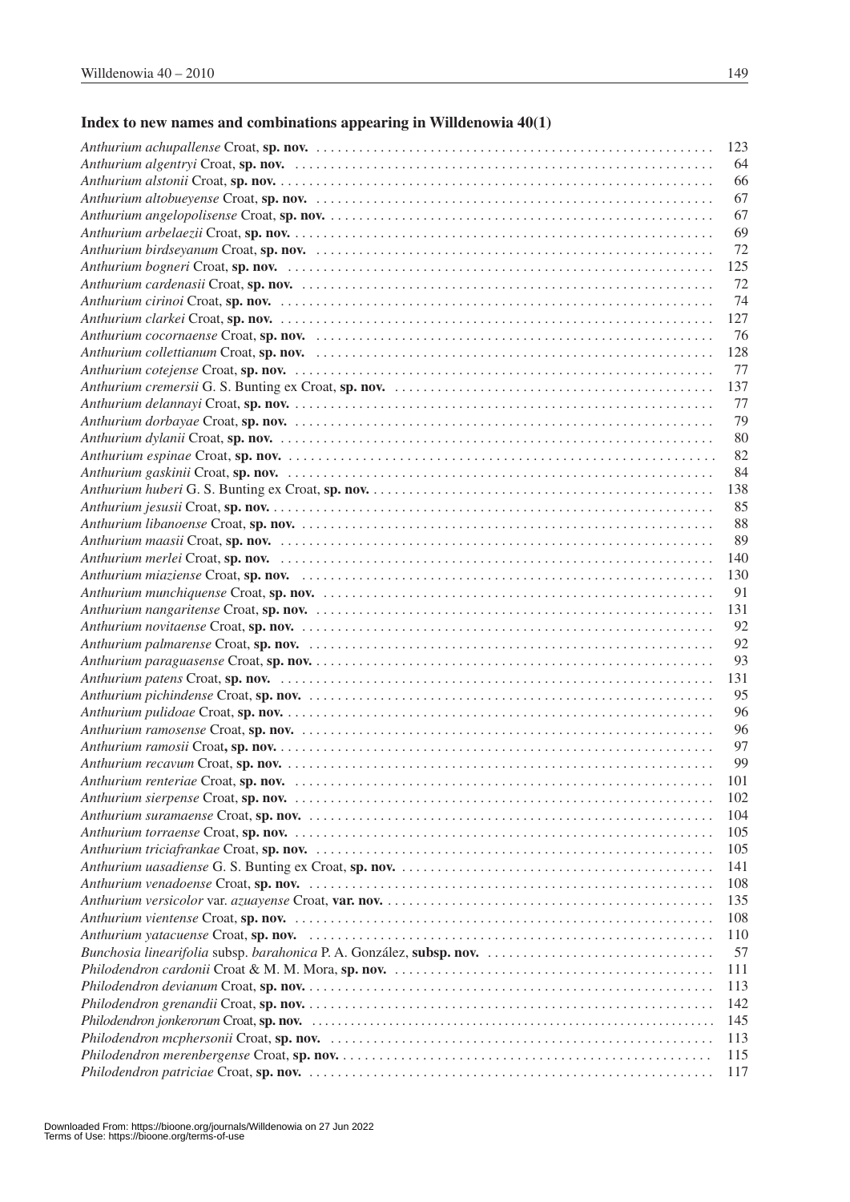## Index to new names and combinations appearing in Willdenowia 40(1)

*Anthurium achupallense* Croat, **sp. nov.** ........ 123
*Anthurium algentryi* Croat, **sp. nov.** ........ 64
*Anthurium alstonii* Croat, **sp. nov.** ........ 66
*Anthurium altobueyense* Croat, **sp. nov.** ........ 67
*Anthurium angelopolisense* Croat, **sp. nov.** ........ 67
*Anthurium arbelaezii* Croat, **sp. nov.** ........ 69
*Anthurium birdseyanum* Croat, **sp. nov.** ........ 72
*Anthurium bogneri* Croat, **sp. nov.** ........ 125
*Anthurium cardenasii* Croat, **sp. nov.** ........ 72
*Anthurium cirinoi* Croat, **sp. nov.** ........ 74
*Anthurium clarkei* Croat, **sp. nov.** ........ 127
*Anthurium cocornaense* Croat, **sp. nov.** ........ 76
*Anthurium collettianum* Croat, **sp. nov.** ........ 128
*Anthurium cotejense* Croat, **sp. nov.** ........ 77
*Anthurium cremersii* G. S. Bunting ex Croat, **sp. nov.** ........ 137
*Anthurium delannayi* Croat, **sp. nov.** ........ 77
*Anthurium dorbayae* Croat, **sp. nov.** ........ 79
*Anthurium dylanii* Croat, **sp. nov.** ........ 80
*Anthurium espinae* Croat, **sp. nov.** ........ 82
*Anthurium gaskinii* Croat, **sp. nov.** ........ 84
*Anthurium huberi* G. S. Bunting ex Croat, **sp. nov.** ........ 138
*Anthurium jesusii* Croat, **sp. nov.** ........ 85
*Anthurium libanoense* Croat, **sp. nov.** ........ 88
*Anthurium maasii* Croat, **sp. nov.** ........ 89
*Anthurium merlei* Croat, **sp. nov.** ........ 140
*Anthurium miaziense* Croat, **sp. nov.** ........ 130
*Anthurium munchiquense* Croat, **sp. nov.** ........ 91
*Anthurium nangaritense* Croat, **sp. nov.** ........ 131
*Anthurium novitaense* Croat, **sp. nov.** ........ 92
*Anthurium palmarense* Croat, **sp. nov.** ........ 92
*Anthurium paraguasense* Croat, **sp. nov.** ........ 93
*Anthurium patens* Croat, **sp. nov.** ........ 131
*Anthurium pichindense* Croat, **sp. nov.** ........ 95
*Anthurium pulidoae* Croat, **sp. nov.** ........ 96
*Anthurium ramosense* Croat, **sp. nov.** ........ 96
*Anthurium ramosii* Croat**, sp. nov.** ........ 97
*Anthurium recavum* Croat, **sp. nov.** ........ 99
*Anthurium renteriae* Croat, **sp. nov.** ........ 101
*Anthurium sierpense* Croat, **sp. nov.** ........ 102
*Anthurium suramaense* Croat, **sp. nov.** ........ 104
*Anthurium torraense* Croat, **sp. nov.** ........ 105
*Anthurium triciafrankae* Croat, **sp. nov.** ........ 105
*Anthurium uasadiense* G. S. Bunting ex Croat, **sp. nov.** ........ 141
*Anthurium venadoense* Croat, **sp. nov.** ........ 108
*Anthurium versicolor* var. *azuayense* Croat, **var. nov.** ........ 135
*Anthurium vientense* Croat, **sp. nov.** ........ 108
*Anthurium yatacuense* Croat, **sp. nov.** ........ 110
*Bunchosia linearifolia* subsp. *barahonica* P. A. González, **subsp. nov.** ........ 57
*Philodendron cardonii* Croat & M. M. Mora, **sp. nov.** ........ 111
*Philodendron devianum* Croat, **sp. nov.** ........ 113
*Philodendron grenandii* Croat, **sp. nov.** ........ 142
*Philodendron jonkerorum* Croat, **sp. nov.** ........ 145
*Philodendron mcphersonii* Croat, **sp. nov.** ........ 113
*Philodendron merenbergense* Croat, **sp. nov.** ........ 115
*Philodendron patriciae* Croat, **sp. nov.** ........ 117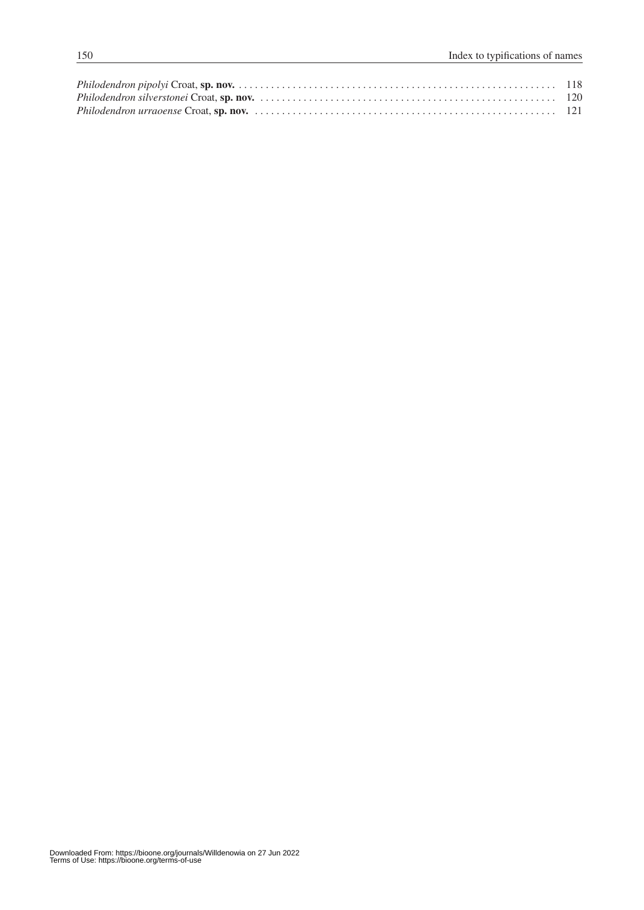*Philodendron pipolyi* Croat, **sp. nov.** ............................................................ 118
*Philodendron silverstonei* Croat, **sp. nov.** ........................................................ 120
*Philodendron urraoense* Croat, **sp. nov.** .......................................................... 121

Downloaded From: https://bioone.org/journals/Willdenowia on 27 Jun 2022
Terms of Use: https://bioone.org/terms-of-use